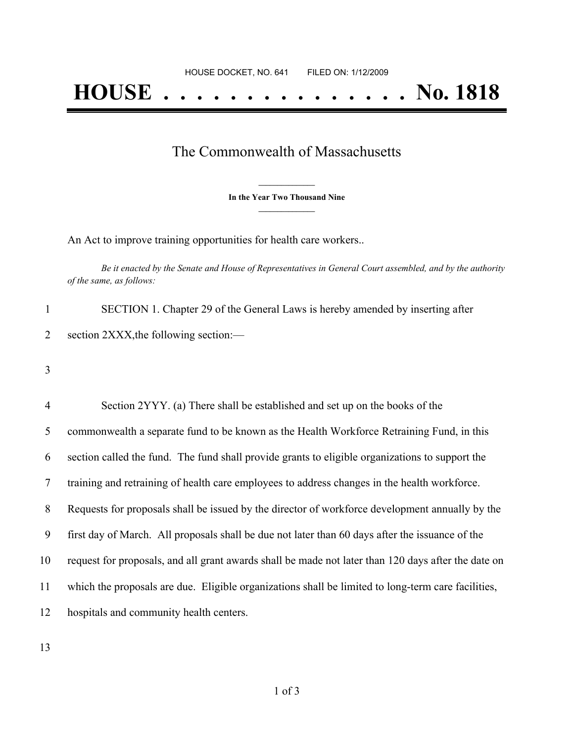HOUSE DOCKET, NO. 641 FILED ON: 1/12/2009

# HOUSE . . . . . . . . . . . . . . . No. 1818

## The Commonwealth of Massachusetts

**In the Year Two Thousand Nine**

An Act to improve training opportunities for health care workers..

*Be it enacted by the Senate and House of Representatives in General Court assembled, and by the authority of the same, as follows:*

SECTION 1. Chapter 29 of the General Laws is hereby amended by inserting after section 2XXX,the following section:—

Section 2YYY. (a) There shall be established and set up on the books of the commonwealth a separate fund to be known as the Health Workforce Retraining Fund, in this section called the fund. The fund shall provide grants to eligible organizations to support the training and retraining of health care employees to address changes in the health workforce. Requests for proposals shall be issued by the director of workforce development annually by the first day of March. All proposals shall be due not later than 60 days after the issuance of the request for proposals, and all grant awards shall be made not later than 120 days after the date on which the proposals are due. Eligible organizations shall be limited to long-term care facilities, hospitals and community health centers.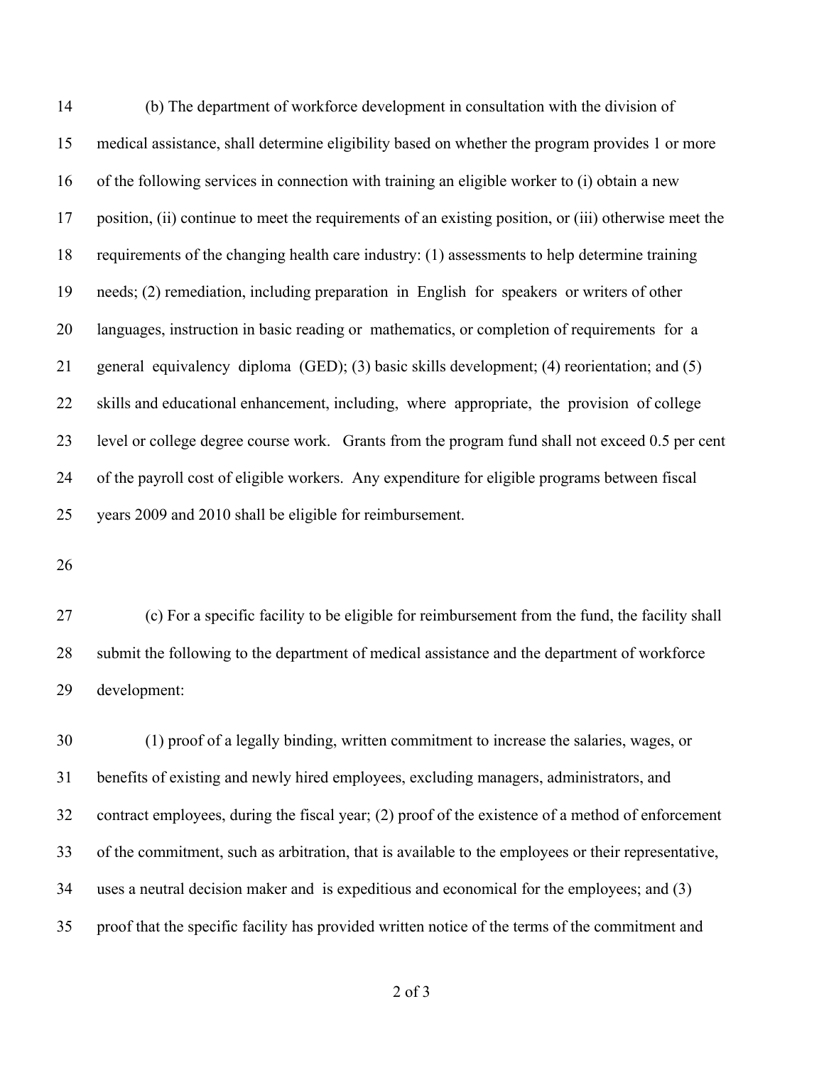14 (b) The department of workforce development in consultation with the division of
15 medical assistance, shall determine eligibility based on whether the program provides 1 or more
16 of the following services in connection with training an eligible worker to (i) obtain a new
17 position, (ii) continue to meet the requirements of an existing position, or (iii) otherwise meet the
18 requirements of the changing health care industry: (1) assessments to help determine training
19 needs; (2) remediation, including preparation in English for speakers or writers of other
20 languages, instruction in basic reading or mathematics, or completion of requirements for a
21 general equivalency diploma (GED); (3) basic skills development; (4) reorientation; and (5)
22 skills and educational enhancement, including, where appropriate, the provision of college
23 level or college degree course work. Grants from the program fund shall not exceed 0.5 per cent
24 of the payroll cost of eligible workers. Any expenditure for eligible programs between fiscal
25 years 2009 and 2010 shall be eligible for reimbursement.

26

27 (c) For a specific facility to be eligible for reimbursement from the fund, the facility shall
28 submit the following to the department of medical assistance and the department of workforce
29 development:

30 (1) proof of a legally binding, written commitment to increase the salaries, wages, or
31 benefits of existing and newly hired employees, excluding managers, administrators, and
32 contract employees, during the fiscal year; (2) proof of the existence of a method of enforcement
33 of the commitment, such as arbitration, that is available to the employees or their representative,
34 uses a neutral decision maker and is expeditious and economical for the employees; and (3)
35 proof that the specific facility has provided written notice of the terms of the commitment and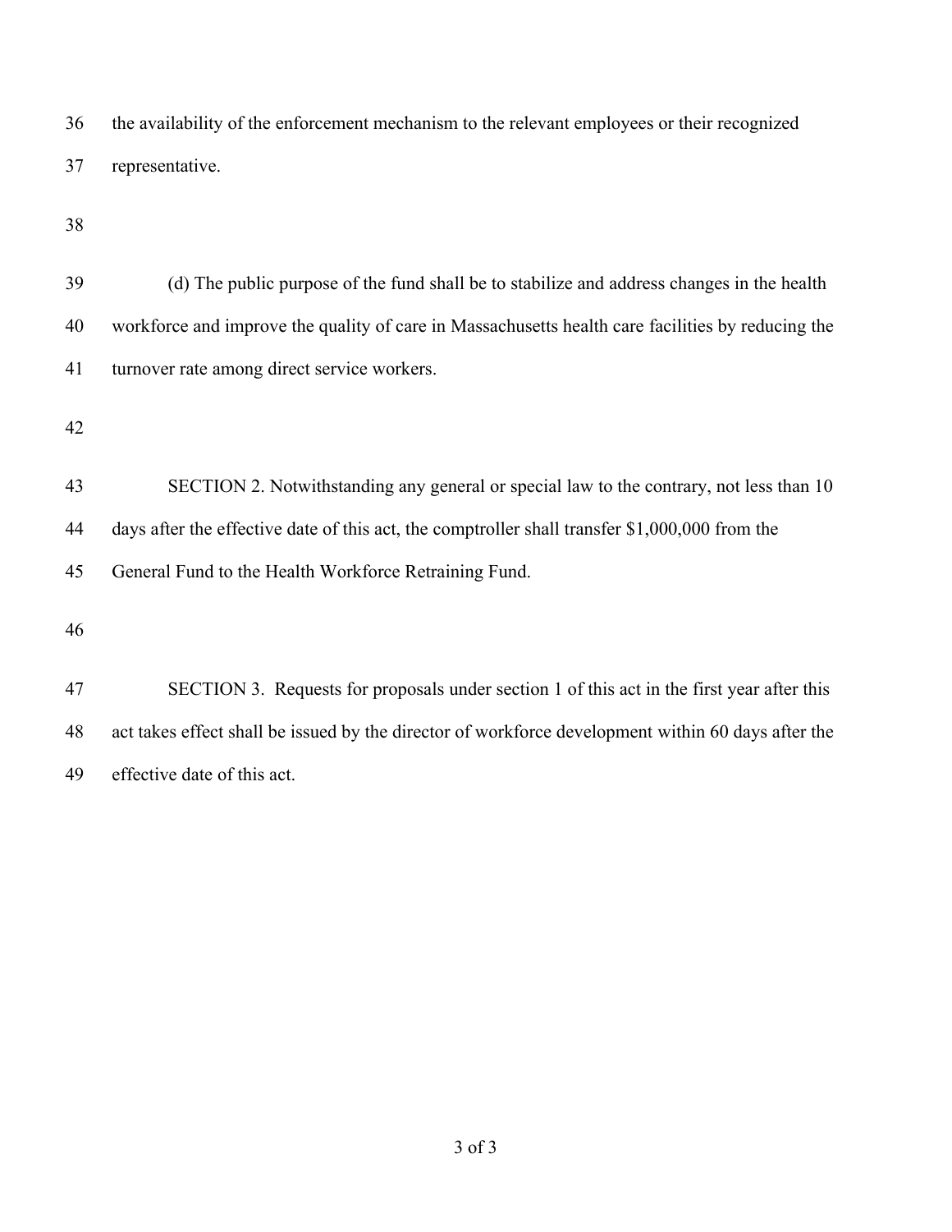the availability of the enforcement mechanism to the relevant employees or their recognized representative.

(d) The public purpose of the fund shall be to stabilize and address changes in the health workforce and improve the quality of care in Massachusetts health care facilities by reducing the turnover rate among direct service workers.

SECTION 2. Notwithstanding any general or special law to the contrary, not less than 10 days after the effective date of this act, the comptroller shall transfer $1,000,000 from the General Fund to the Health Workforce Retraining Fund.

SECTION 3. Requests for proposals under section 1 of this act in the first year after this act takes effect shall be issued by the director of workforce development within 60 days after the effective date of this act.